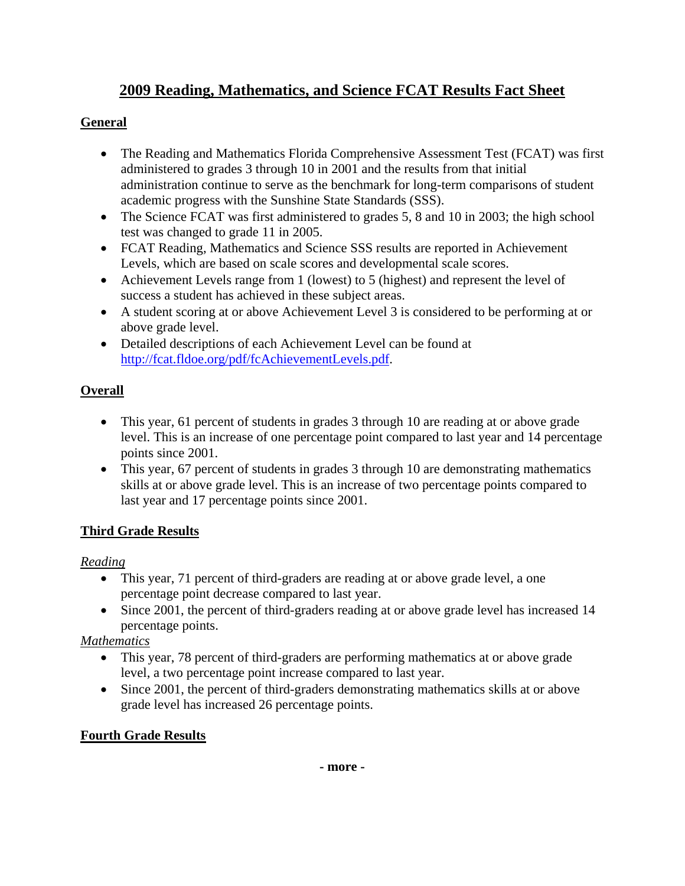# 2009 Reading, Mathematics, and Science FCAT Results Fact Sheet

## General

- The Reading and Mathematics Florida Comprehensive Assessment Test (FCAT) was first administered to grades 3 through 10 in 2001 and the results from that initial administration continue to serve as the benchmark for long-term comparisons of student academic progress with the Sunshine State Standards (SSS).
- The Science FCAT was first administered to grades 5, 8 and 10 in 2003; the high school test was changed to grade 11 in 2005.
- FCAT Reading, Mathematics and Science SSS results are reported in Achievement Levels, which are based on scale scores and developmental scale scores.
- Achievement Levels range from 1 (lowest) to 5 (highest) and represent the level of success a student has achieved in these subject areas.
- A student scoring at or above Achievement Level 3 is considered to be performing at or above grade level.
- Detailed descriptions of each Achievement Level can be found at http://fcat.fldoe.org/pdf/fcAchievementLevels.pdf.

## Overall

- This year, 61 percent of students in grades 3 through 10 are reading at or above grade level. This is an increase of one percentage point compared to last year and 14 percentage points since 2001.
- This year, 67 percent of students in grades 3 through 10 are demonstrating mathematics skills at or above grade level. This is an increase of two percentage points compared to last year and 17 percentage points since 2001.

## Third Grade Results

*Reading*

- This year, 71 percent of third-graders are reading at or above grade level, a one percentage point decrease compared to last year.
- Since 2001, the percent of third-graders reading at or above grade level has increased 14 percentage points.

*Mathematics*

- This year, 78 percent of third-graders are performing mathematics at or above grade level, a two percentage point increase compared to last year.
- Since 2001, the percent of third-graders demonstrating mathematics skills at or above grade level has increased 26 percentage points.

## Fourth Grade Results

**- more -**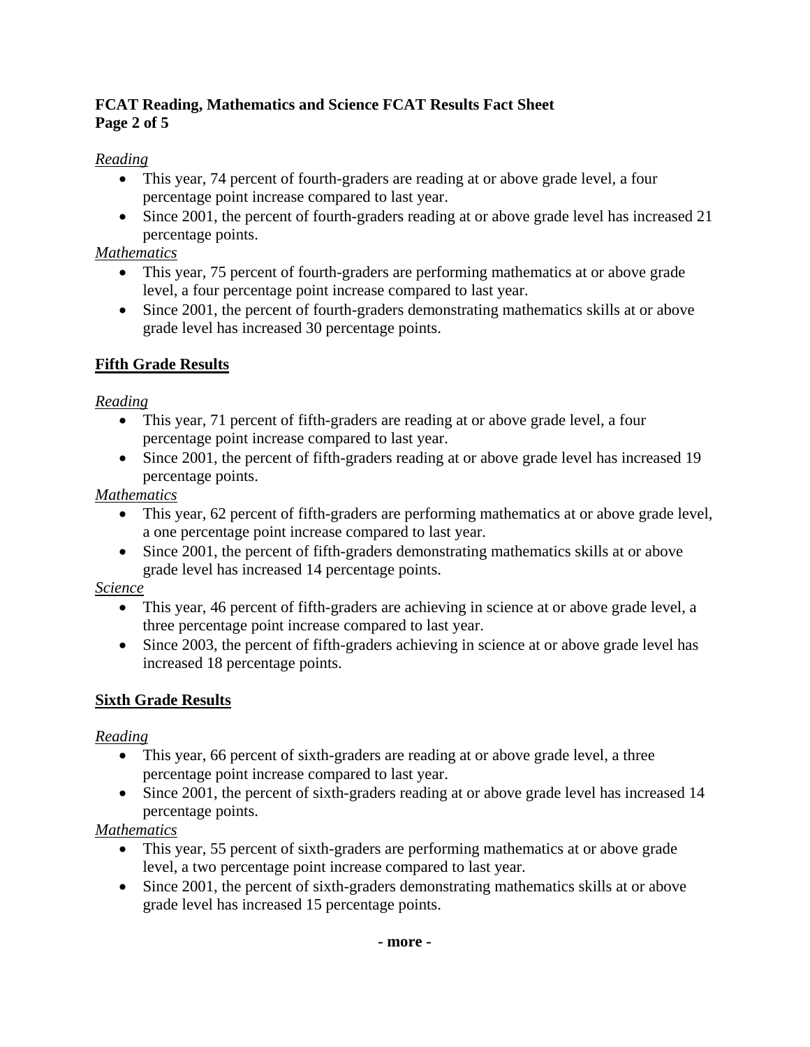*Reading*

- This year, 74 percent of fourth-graders are reading at or above grade level, a four percentage point increase compared to last year.
- Since 2001, the percent of fourth-graders reading at or above grade level has increased 21 percentage points.

*Mathematics*

- This year, 75 percent of fourth-graders are performing mathematics at or above grade level, a four percentage point increase compared to last year.
- Since 2001, the percent of fourth-graders demonstrating mathematics skills at or above grade level has increased 30 percentage points.

## Fifth Grade Results

*Reading*

- This year, 71 percent of fifth-graders are reading at or above grade level, a four percentage point increase compared to last year.
- Since 2001, the percent of fifth-graders reading at or above grade level has increased 19 percentage points.

*Mathematics*

- This year, 62 percent of fifth-graders are performing mathematics at or above grade level, a one percentage point increase compared to last year.
- Since 2001, the percent of fifth-graders demonstrating mathematics skills at or above grade level has increased 14 percentage points.

*Science*

- This year, 46 percent of fifth-graders are achieving in science at or above grade level, a three percentage point increase compared to last year.
- Since 2003, the percent of fifth-graders achieving in science at or above grade level has increased 18 percentage points.

## Sixth Grade Results

*Reading*

- This year, 66 percent of sixth-graders are reading at or above grade level, a three percentage point increase compared to last year.
- Since 2001, the percent of sixth-graders reading at or above grade level has increased 14 percentage points.

*Mathematics*

- This year, 55 percent of sixth-graders are performing mathematics at or above grade level, a two percentage point increase compared to last year.
- Since 2001, the percent of sixth-graders demonstrating mathematics skills at or above grade level has increased 15 percentage points.

**- more -**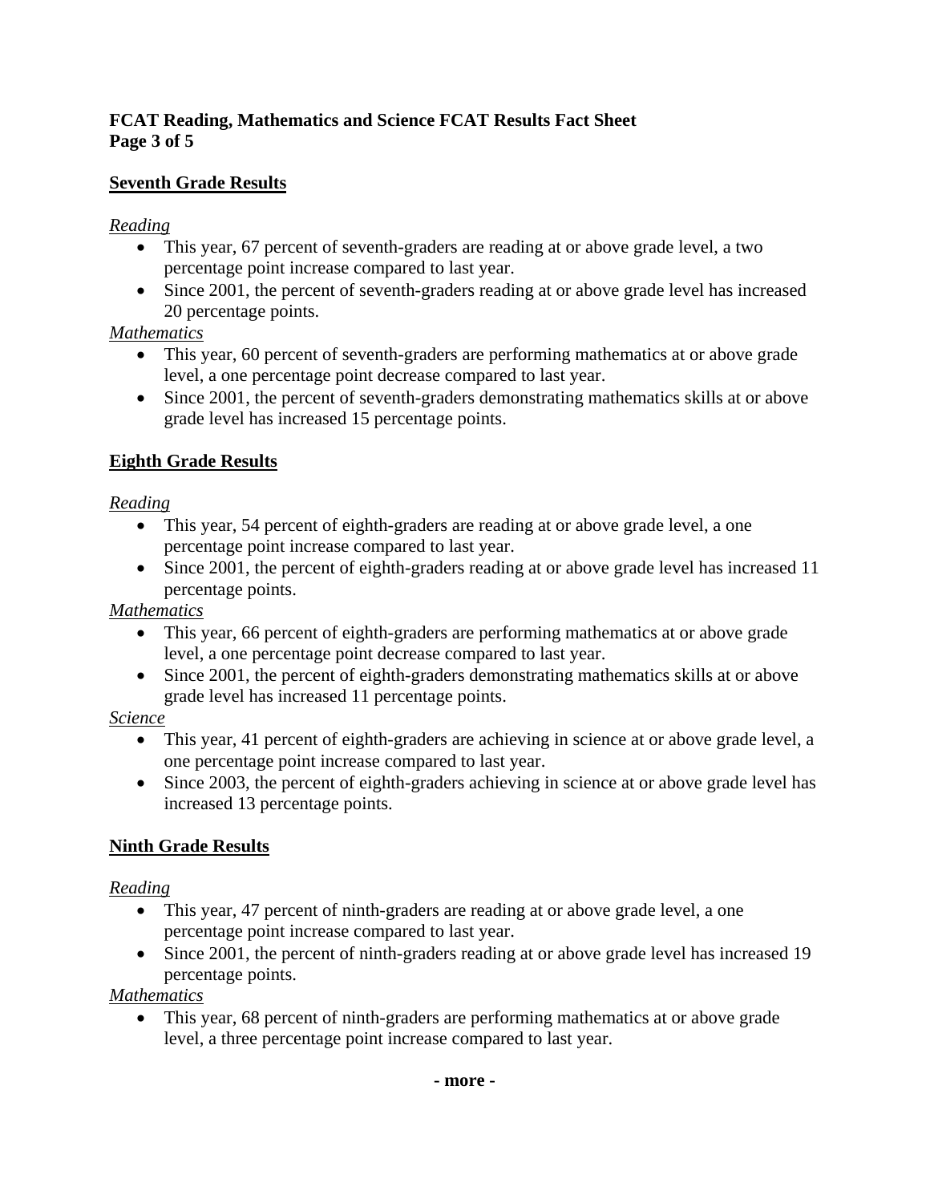## Seventh Grade Results

*Reading*

- This year, 67 percent of seventh-graders are reading at or above grade level, a two percentage point increase compared to last year.
- Since 2001, the percent of seventh-graders reading at or above grade level has increased 20 percentage points.

*Mathematics*

- This year, 60 percent of seventh-graders are performing mathematics at or above grade level, a one percentage point decrease compared to last year.
- Since 2001, the percent of seventh-graders demonstrating mathematics skills at or above grade level has increased 15 percentage points.

## Eighth Grade Results

*Reading*

- This year, 54 percent of eighth-graders are reading at or above grade level, a one percentage point increase compared to last year.
- Since 2001, the percent of eighth-graders reading at or above grade level has increased 11 percentage points.

*Mathematics*

- This year, 66 percent of eighth-graders are performing mathematics at or above grade level, a one percentage point decrease compared to last year.
- Since 2001, the percent of eighth-graders demonstrating mathematics skills at or above grade level has increased 11 percentage points.

*Science*

- This year, 41 percent of eighth-graders are achieving in science at or above grade level, a one percentage point increase compared to last year.
- Since 2003, the percent of eighth-graders achieving in science at or above grade level has increased 13 percentage points.

## Ninth Grade Results

*Reading*

- This year, 47 percent of ninth-graders are reading at or above grade level, a one percentage point increase compared to last year.
- Since 2001, the percent of ninth-graders reading at or above grade level has increased 19 percentage points.

*Mathematics*

- This year, 68 percent of ninth-graders are performing mathematics at or above grade level, a three percentage point increase compared to last year.

**- more -**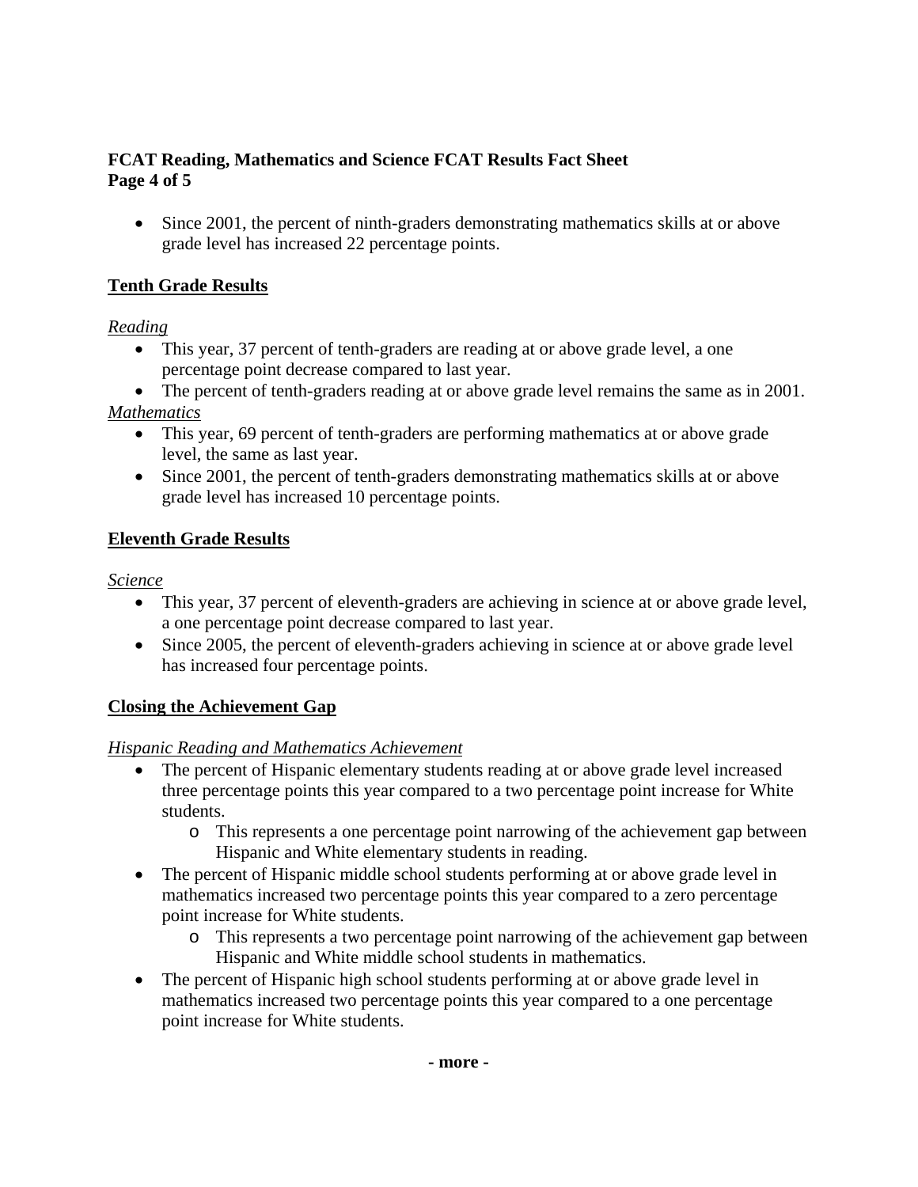- Since 2001, the percent of ninth-graders demonstrating mathematics skills at or above grade level has increased 22 percentage points.

## Tenth Grade Results

*Reading*

- This year, 37 percent of tenth-graders are reading at or above grade level, a one percentage point decrease compared to last year.
- The percent of tenth-graders reading at or above grade level remains the same as in 2001.

*Mathematics*

- This year, 69 percent of tenth-graders are performing mathematics at or above grade level, the same as last year.
- Since 2001, the percent of tenth-graders demonstrating mathematics skills at or above grade level has increased 10 percentage points.

## Eleventh Grade Results

*Science*

- This year, 37 percent of eleventh-graders are achieving in science at or above grade level, a one percentage point decrease compared to last year.
- Since 2005, the percent of eleventh-graders achieving in science at or above grade level has increased four percentage points.

## Closing the Achievement Gap

*Hispanic Reading and Mathematics Achievement*

- The percent of Hispanic elementary students reading at or above grade level increased three percentage points this year compared to a two percentage point increase for White students.
  - This represents a one percentage point narrowing of the achievement gap between Hispanic and White elementary students in reading.
- The percent of Hispanic middle school students performing at or above grade level in mathematics increased two percentage points this year compared to a zero percentage point increase for White students.
  - This represents a two percentage point narrowing of the achievement gap between Hispanic and White middle school students in mathematics.
- The percent of Hispanic high school students performing at or above grade level in mathematics increased two percentage points this year compared to a one percentage point increase for White students.

**- more -**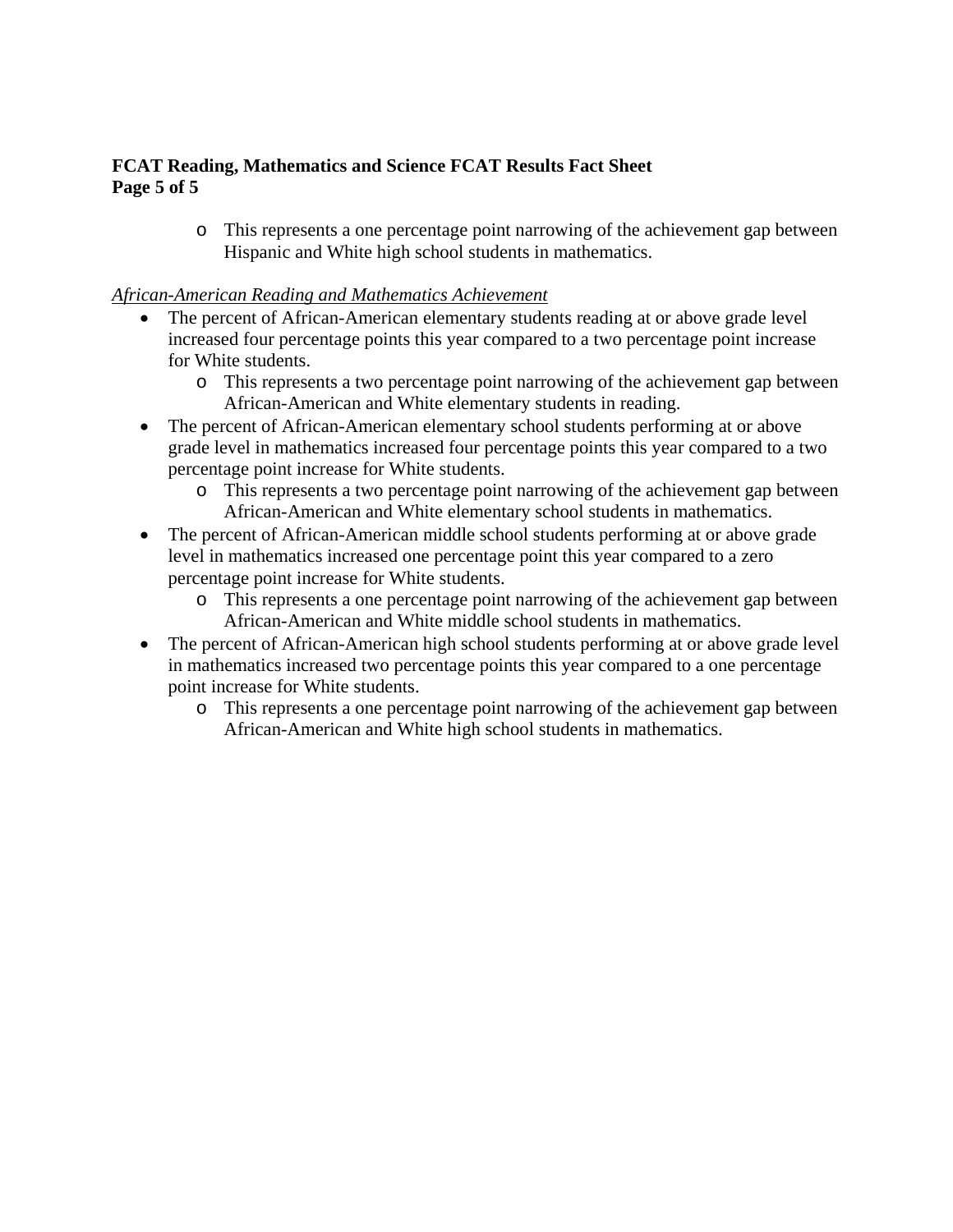- This represents a one percentage point narrowing of the achievement gap between Hispanic and White high school students in mathematics.

*African-American Reading and Mathematics Achievement*

- The percent of African-American elementary students reading at or above grade level increased four percentage points this year compared to a two percentage point increase for White students.
  - This represents a two percentage point narrowing of the achievement gap between African-American and White elementary students in reading.
- The percent of African-American elementary school students performing at or above grade level in mathematics increased four percentage points this year compared to a two percentage point increase for White students.
  - This represents a two percentage point narrowing of the achievement gap between African-American and White elementary school students in mathematics.
- The percent of African-American middle school students performing at or above grade level in mathematics increased one percentage point this year compared to a zero percentage point increase for White students.
  - This represents a one percentage point narrowing of the achievement gap between African-American and White middle school students in mathematics.
- The percent of African-American high school students performing at or above grade level in mathematics increased two percentage points this year compared to a one percentage point increase for White students.
  - This represents a one percentage point narrowing of the achievement gap between African-American and White high school students in mathematics.